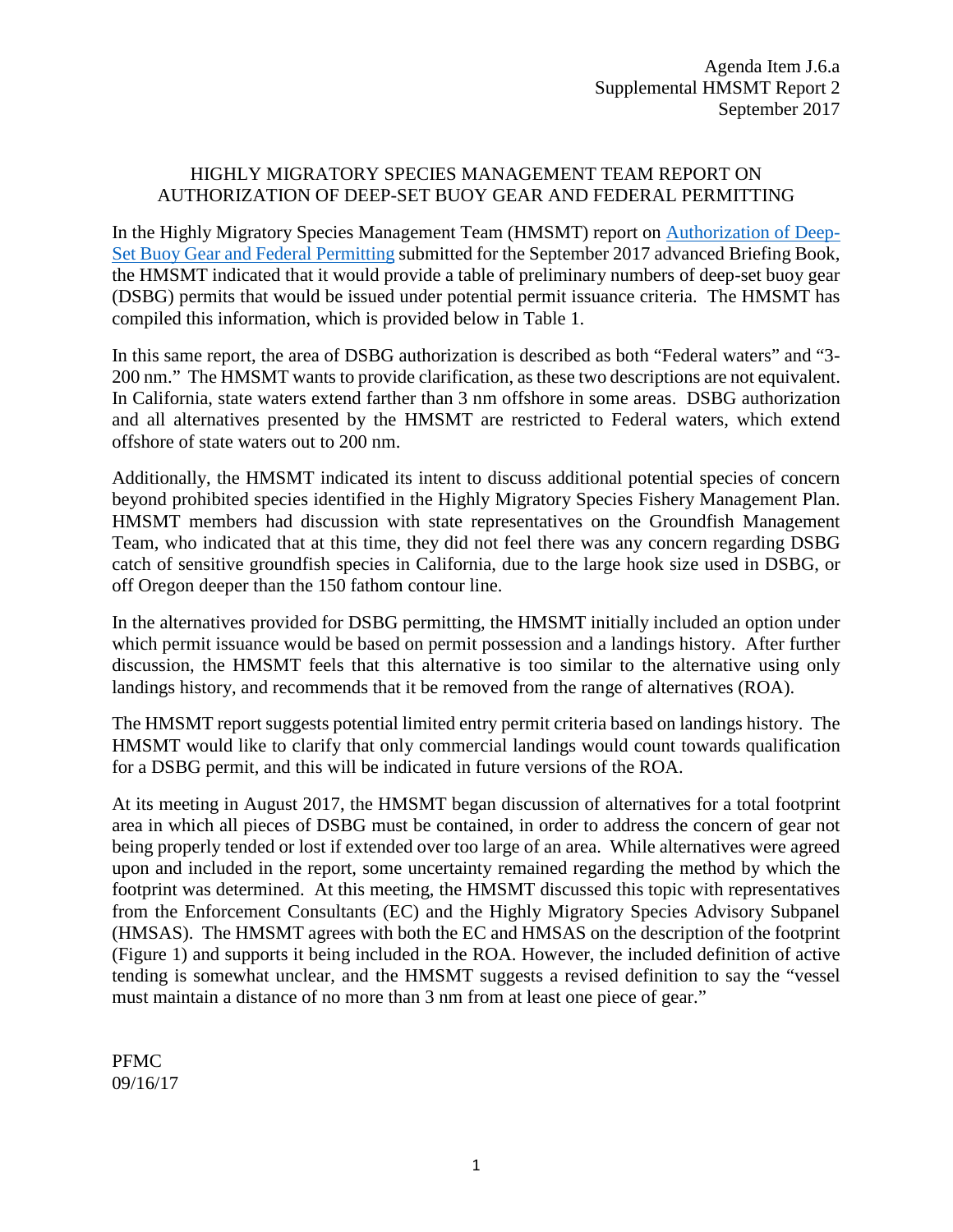Agenda Item J.6.a
Supplemental HMSMT Report 2
September 2017

# HIGHLY MIGRATORY SPECIES MANAGEMENT TEAM REPORT ON AUTHORIZATION OF DEEP-SET BUOY GEAR AND FEDERAL PERMITTING

In the Highly Migratory Species Management Team (HMSMT) report on Authorization of Deep-Set Buoy Gear and Federal Permitting submitted for the September 2017 advanced Briefing Book, the HMSMT indicated that it would provide a table of preliminary numbers of deep-set buoy gear (DSBG) permits that would be issued under potential permit issuance criteria. The HMSMT has compiled this information, which is provided below in Table 1.

In this same report, the area of DSBG authorization is described as both "Federal waters" and "3-200 nm." The HMSMT wants to provide clarification, as these two descriptions are not equivalent. In California, state waters extend farther than 3 nm offshore in some areas. DSBG authorization and all alternatives presented by the HMSMT are restricted to Federal waters, which extend offshore of state waters out to 200 nm.

Additionally, the HMSMT indicated its intent to discuss additional potential species of concern beyond prohibited species identified in the Highly Migratory Species Fishery Management Plan. HMSMT members had discussion with state representatives on the Groundfish Management Team, who indicated that at this time, they did not feel there was any concern regarding DSBG catch of sensitive groundfish species in California, due to the large hook size used in DSBG, or off Oregon deeper than the 150 fathom contour line.

In the alternatives provided for DSBG permitting, the HMSMT initially included an option under which permit issuance would be based on permit possession and a landings history. After further discussion, the HMSMT feels that this alternative is too similar to the alternative using only landings history, and recommends that it be removed from the range of alternatives (ROA).

The HMSMT report suggests potential limited entry permit criteria based on landings history. The HMSMT would like to clarify that only commercial landings would count towards qualification for a DSBG permit, and this will be indicated in future versions of the ROA.

At its meeting in August 2017, the HMSMT began discussion of alternatives for a total footprint area in which all pieces of DSBG must be contained, in order to address the concern of gear not being properly tended or lost if extended over too large of an area. While alternatives were agreed upon and included in the report, some uncertainty remained regarding the method by which the footprint was determined. At this meeting, the HMSMT discussed this topic with representatives from the Enforcement Consultants (EC) and the Highly Migratory Species Advisory Subpanel (HMSAS). The HMSMT agrees with both the EC and HMSAS on the description of the footprint (Figure 1) and supports it being included in the ROA. However, the included definition of active tending is somewhat unclear, and the HMSMT suggests a revised definition to say the "vessel must maintain a distance of no more than 3 nm from at least one piece of gear."

PFMC
09/16/17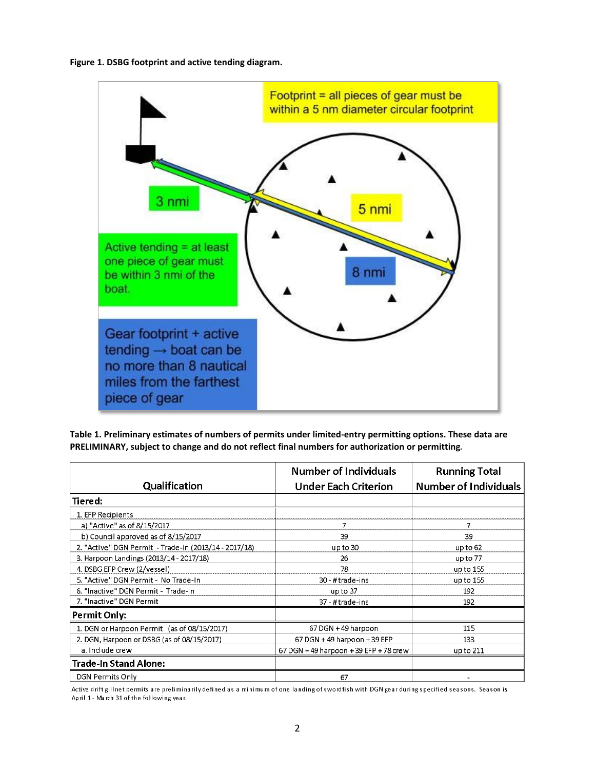**Figure 1. DSBG footprint and active tending diagram.**

Footprint = all pieces of gear must be within a 5 nm diameter circular footprint

3 nmi

5 nmi

8 nmi

Active tending = at least one piece of gear must be within 3 nmi of the boat.

Gear footprint + active tending → boat can be no more than 8 nautical miles from the farthest piece of gear

**Table 1. Preliminary estimates of numbers of permits under limited-entry permitting options. These data are PRELIMINARY, subject to change and do not reflect final numbers for authorization or permitting.**

| Qualification | Number of Individuals Under Each Criterion | Running Total Number of Individuals |
|---|---|---|
| **Tiered:** | | |
| 1. EFP Recipients | | |
| a) "Active" as of 8/15/2017 | 7 | 7 |
| b) Council approved as of 8/15/2017 | 39 | 39 |
| 2. "Active" DGN Permit - Trade-in (2013/14 - 2017/18) | up to 30 | up to 62 |
| 3. Harpoon Landings (2013/14 - 2017/18) | 26 | up to 77 |
| 4. DSBG EFP Crew (2/vessel) | 78 | up to 155 |
| 5. "Active" DGN Permit - No Trade-In | 30 - # trade-ins | up to 155 |
| 6. "Inactive" DGN Permit - Trade-In | up to 37 | 192 |
| 7. "Inactive" DGN Permit | 37 - # trade-ins | 192 |
| **Permit Only:** | | |
| 1. DGN or Harpoon Permit (as of 08/15/2017) | 67 DGN + 49 harpoon | 115 |
| 2. DGN, Harpoon or DSBG (as of 08/15/2017) | 67 DGN + 49 harpoon + 39 EFP | 133 |
| a. Include crew | 67 DGN + 49 harpoon + 39 EFP + 78 crew | up to 211 |
| **Trade-In Stand Alone:** | | |
| DGN Permits Only | 67 | - |

Active drift gillnet permits are preliminarily defined as a minimum of one landing of swordfish with DGN gear during specified seasons. Season is April 1 - March 31 of the following year.